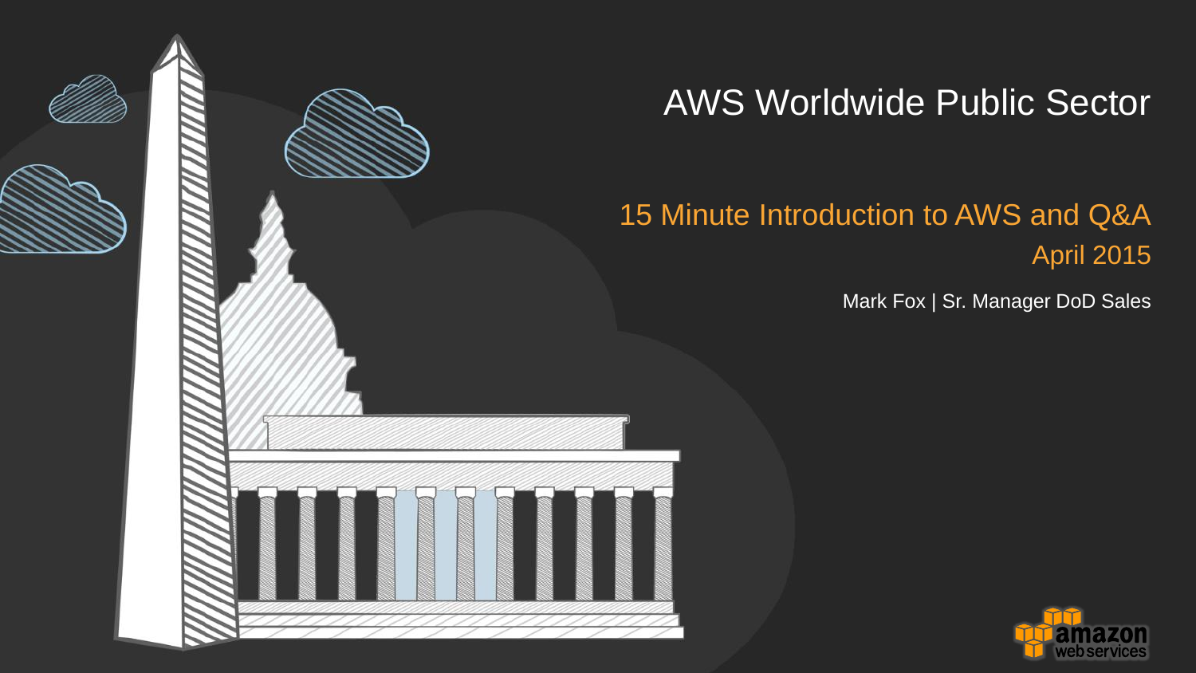# AWS Worldwide Public Sector

## 15 Minute Introduction to AWS and Q&A

April 2015

Mark Fox | Sr. Manager DoD Sales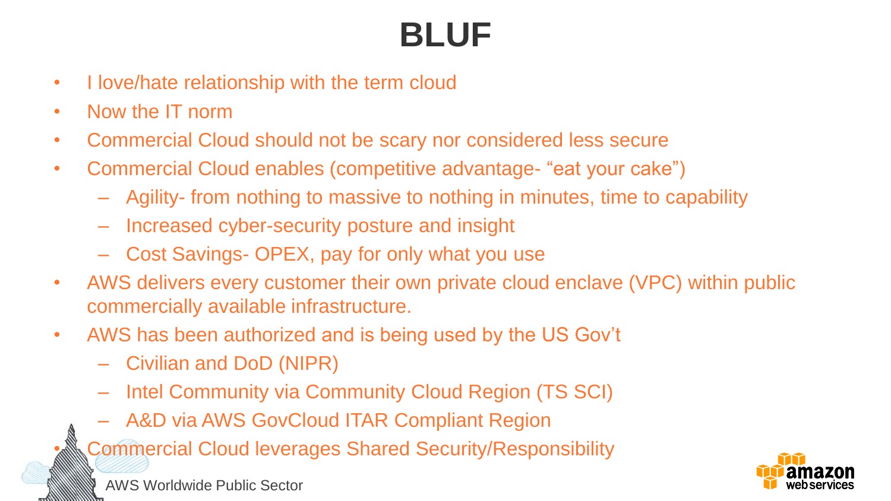# BLUF

- I love/hate relationship with the term cloud
- Now the IT norm
- Commercial Cloud should not be scary nor considered less secure
- Commercial Cloud enables (competitive advantage- “eat your cake”)
  - Agility- from nothing to massive to nothing in minutes, time to capability
  - Increased cyber-security posture and insight
  - Cost Savings- OPEX, pay for only what you use
- AWS delivers every customer their own private cloud enclave (VPC) within public commercially available infrastructure.
- AWS has been authorized and is being used by the US Gov’t
  - Civilian and DoD (NIPR)
  - Intel Community via Community Cloud Region (TS SCI)
  - A&D via AWS GovCloud ITAR Compliant Region
- Commercial Cloud leverages Shared Security/Responsibility

AWS Worldwide Public Sector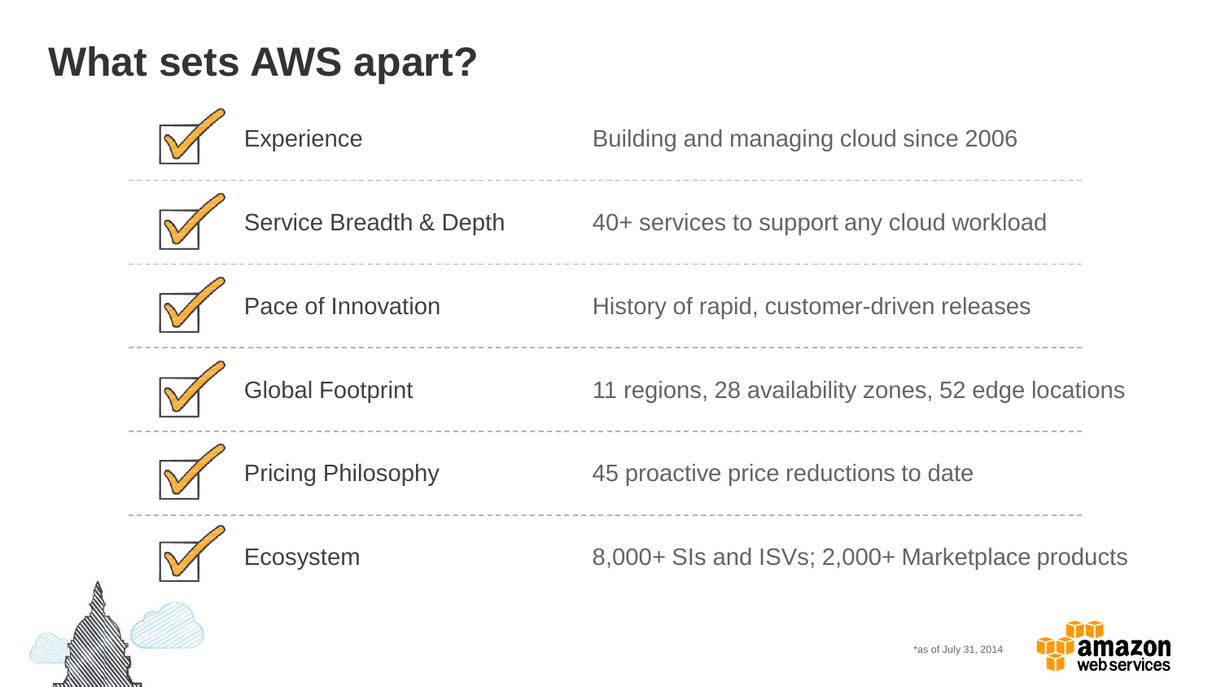# What sets AWS apart?

| | |
|---|---|
| Experience | Building and managing cloud since 2006 |
| Service Breadth & Depth | 40+ services to support any cloud workload |
| Pace of Innovation | History of rapid, customer-driven releases |
| Global Footprint | 11 regions, 28 availability zones, 52 edge locations |
| Pricing Philosophy | 45 proactive price reductions to date |
| Ecosystem | 8,000+ SIs and ISVs; 2,000+ Marketplace products |

*as of July 31, 2014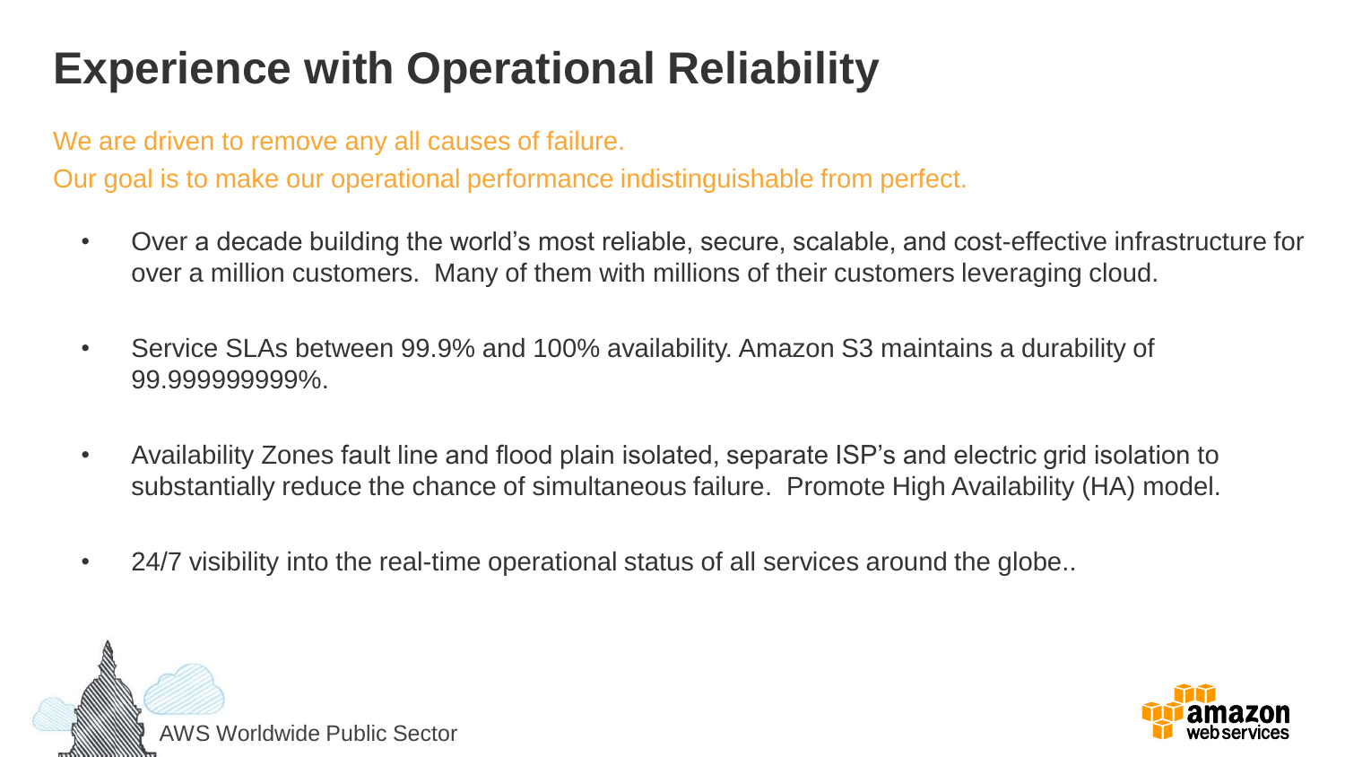# Experience with Operational Reliability

We are driven to remove any all causes of failure.

Our goal is to make our operational performance indistinguishable from perfect.

- Over a decade building the world's most reliable, secure, scalable, and cost-effective infrastructure for over a million customers. Many of them with millions of their customers leveraging cloud.
- Service SLAs between 99.9% and 100% availability. Amazon S3 maintains a durability of 99.999999999%.
- Availability Zones fault line and flood plain isolated, separate ISP's and electric grid isolation to substantially reduce the chance of simultaneous failure. Promote High Availability (HA) model.
- 24/7 visibility into the real-time operational status of all services around the globe..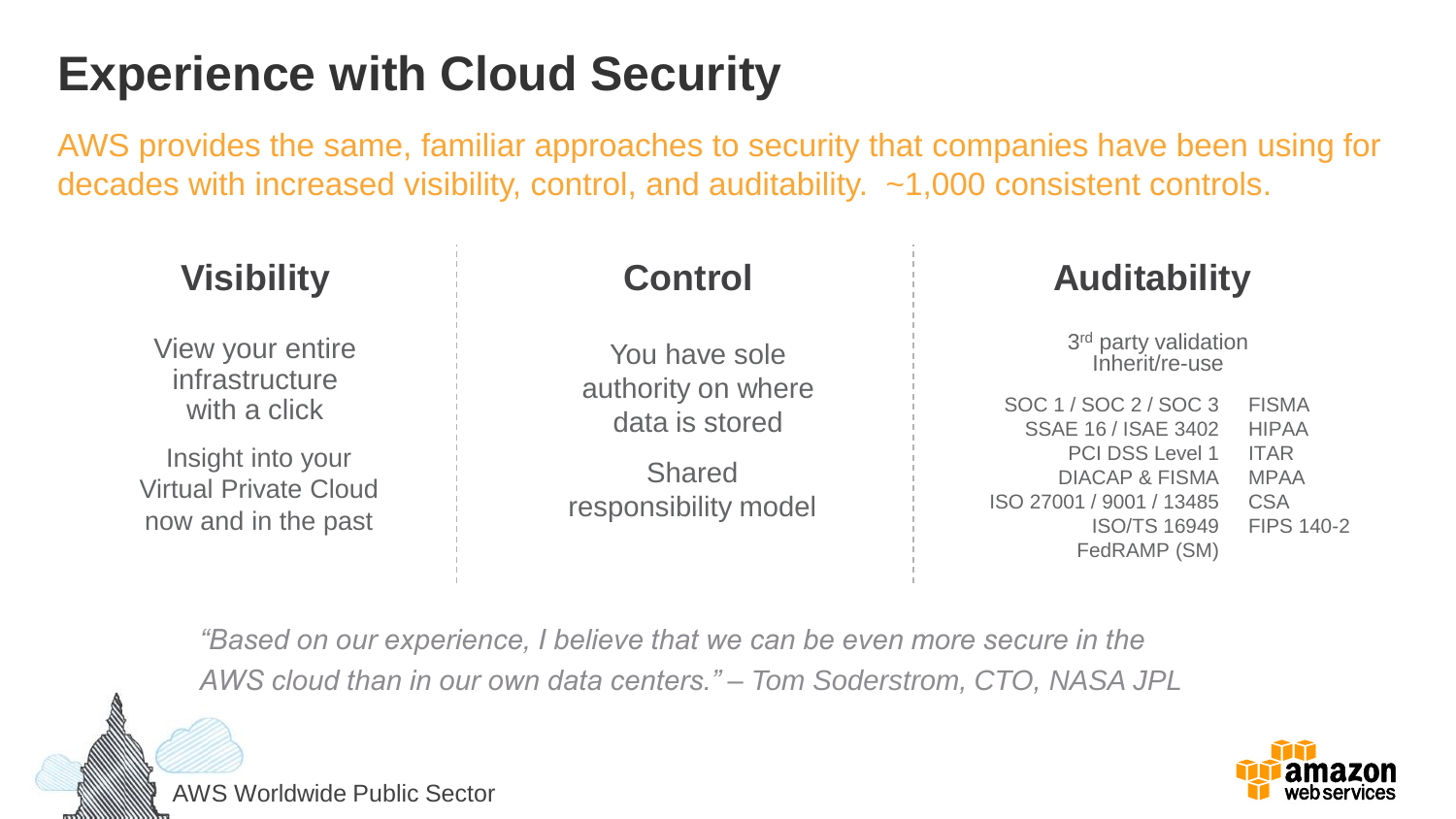# Experience with Cloud Security

AWS provides the same, familiar approaches to security that companies have been using for decades with increased visibility, control, and auditability. ~1,000 consistent controls.

## Visibility

View your entire infrastructure with a click

Insight into your Virtual Private Cloud now and in the past

## Control

You have sole authority on where data is stored

Shared responsibility model

## Auditability

3rd party validation
Inherit/re-use

- SOC 1 / SOC 2 / SOC 3
- SSAE 16 / ISAE 3402
- PCI DSS Level 1
- DIACAP & FISMA
- ISO 27001 / 9001 / 13485
- ISO/TS 16949
- FedRAMP (SM)
- FISMA
- HIPAA
- ITAR
- MPAA
- CSA
- FIPS 140-2

*"Based on our experience, I believe that we can be even more secure in the AWS cloud than in our own data centers." – Tom Soderstrom, CTO, NASA JPL*

AWS Worldwide Public Sector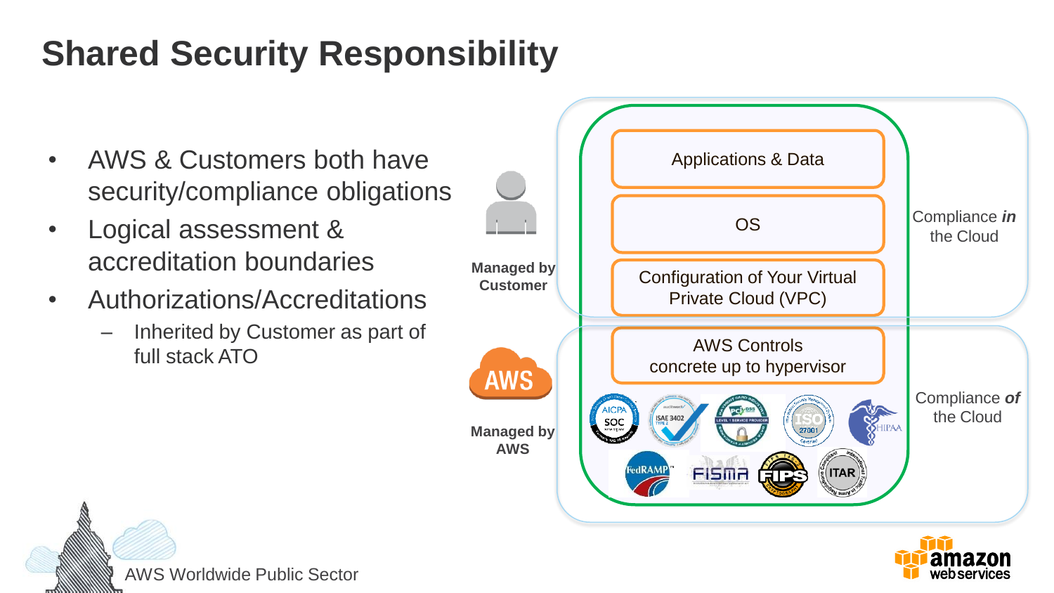# Shared Security Responsibility

- AWS & Customers both have security/compliance obligations
- Logical assessment & accreditation boundaries
- Authorizations/Accreditations
  - Inherited by Customer as part of full stack ATO

**Managed by Customer**

Applications & Data

OS

Configuration of Your Virtual Private Cloud (VPC)

Compliance *in* the Cloud

**Managed by AWS**

AWS Controls concrete up to hypervisor

AICPA SOC

ISAE 3402

PCI DSS

ISO 27001

HIPAA

FedRAMP

FISMA

FIPS

ITAR

Compliance *of* the Cloud

AWS Worldwide Public Sector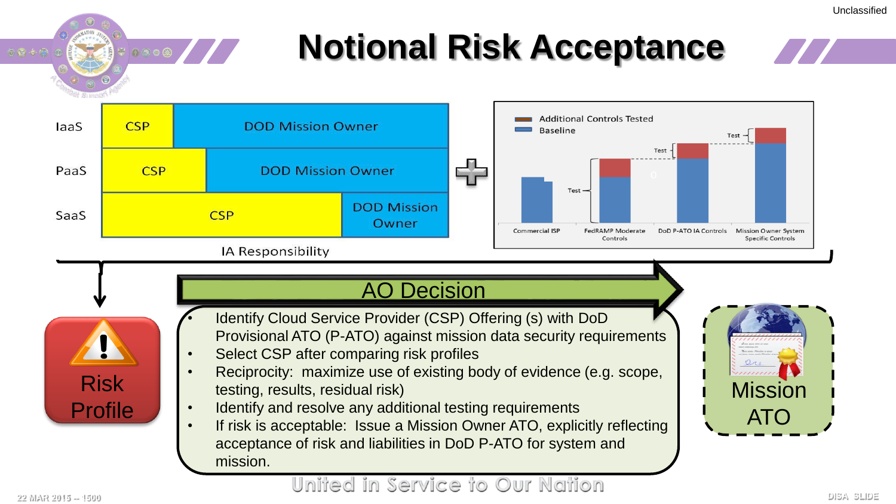# Notional Risk Acceptance

| | | |
|---|---|---|
| IaaS | CSP | DOD Mission Owner |
| PaaS | CSP | DOD Mission Owner |
| SaaS | CSP | DOD Mission Owner |

IA Responsibility

Additional Controls Tested

Baseline

Test

Test

Test

Commercial ISP

FedRAMP Moderate Controls

DoD P-ATO IA Controls

Mission Owner System Specific Controls

Risk Profile

## AO Decision

- Identify Cloud Service Provider (CSP) Offering (s) with DoD Provisional ATO (P-ATO) against mission data security requirements
- Select CSP after comparing risk profiles
- Reciprocity: maximize use of existing body of evidence (e.g. scope, testing, results, residual risk)
- Identify and resolve any additional testing requirements
- If risk is acceptable: Issue a Mission Owner ATO, explicitly reflecting acceptance of risk and liabilities in DoD P-ATO for system and mission.

Mission ATO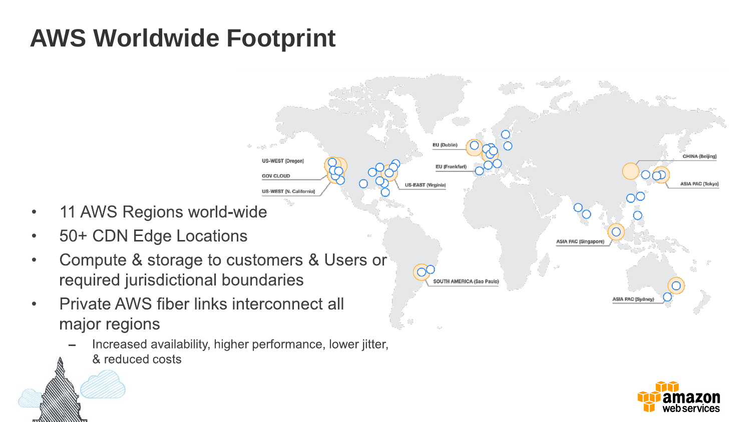# AWS Worldwide Footprint

- 11 AWS Regions world-wide
- 50+ CDN Edge Locations
- Compute & storage to customers & Users or required jurisdictional boundaries
- Private AWS fiber links interconnect all major regions
  - Increased availability, higher performance, lower jitter, & reduced costs

US-WEST (Oregon)

GOV CLOUD

US-WEST (N. California)

US-EAST (Virginia)

EU (Dublin)

EU (Frankfurt)

CHINA (Beijing)

ASIA PAC (Tokyo)

ASIA PAC (Singapore)

SOUTH AMERICA (Sao Paulo)

ASIA PAC (Sydney)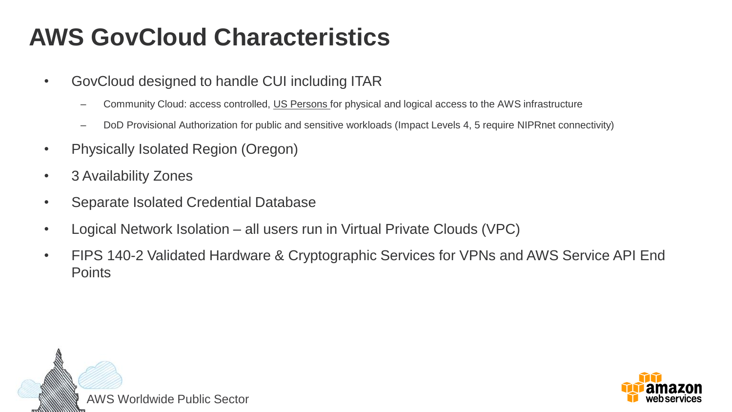# AWS GovCloud Characteristics

- GovCloud designed to handle CUI including ITAR
  - Community Cloud: access controlled, US Persons for physical and logical access to the AWS infrastructure
  - DoD Provisional Authorization for public and sensitive workloads (Impact Levels 4, 5 require NIPRnet connectivity)
- Physically Isolated Region (Oregon)
- 3 Availability Zones
- Separate Isolated Credential Database
- Logical Network Isolation – all users run in Virtual Private Clouds (VPC)
- FIPS 140-2 Validated Hardware & Cryptographic Services for VPNs and AWS Service API End Points

AWS Worldwide Public Sector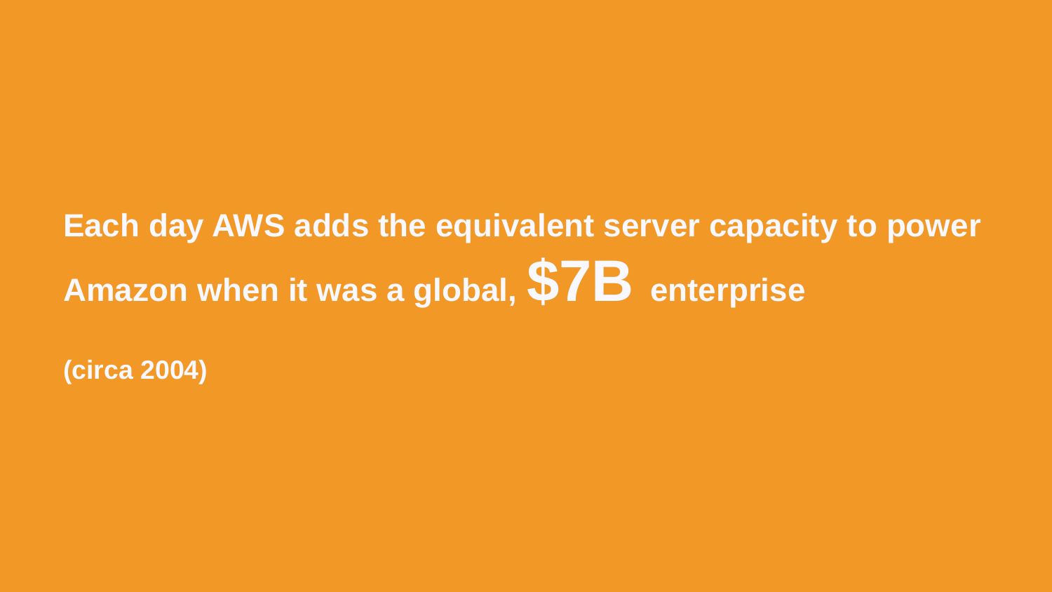**Each day AWS adds the equivalent server capacity to power Amazon when it was a global, $7B enterprise**

**(circa 2004)**